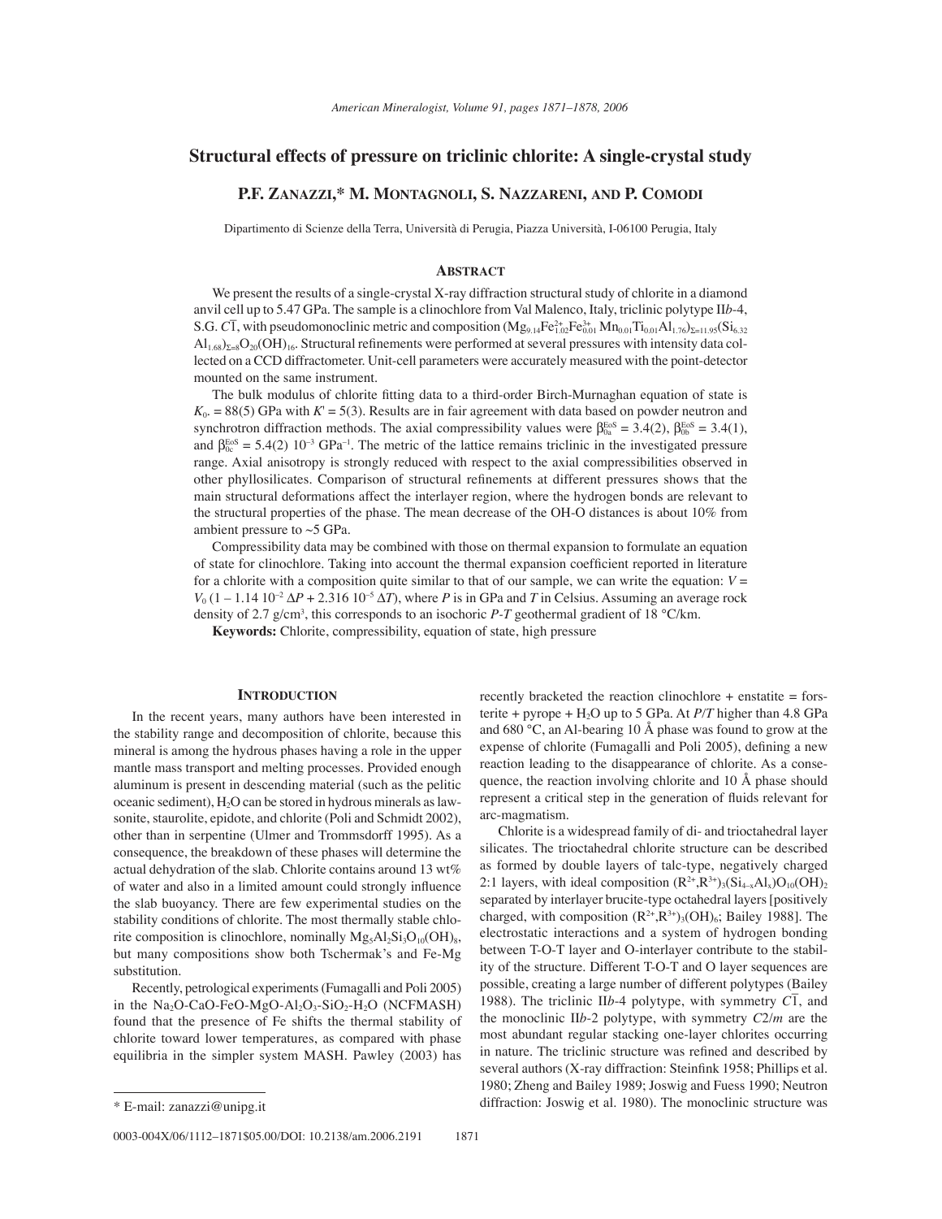# Structural effects of pressure on triclinic chlorite: A single-crystal study

**P.F. Zanazzi,* M. Montagnoli, S. Nazzareni, and P. Comodi**

Dipartimento di Scienze della Terra, Università di Perugia, Piazza Università, I-06100 Perugia, Italy

## Abstract

We present the results of a single-crystal X-ray diffraction structural study of chlorite in a diamond anvil cell up to 5.47 GPa. The sample is a clinochlore from Val Malenco, Italy, triclinic polytype II*b*-4, S.G. $C\overline{1}$, with pseudomonoclinic metric and composition $(Mg_{9.14}Fe^{2+}_{1.02}Fe^{3+}_{0.01}Mn_{0.01}Ti_{0.01}Al_{1.76})_{\Sigma=11.95}(Si_{6.32}Al_{1.68})_{\Sigma=8}O_{20}(OH)_{16}$. Structural refinements were performed at several pressures with intensity data collected on a CCD diffractometer. Unit-cell parameters were accurately measured with the point-detector mounted on the same instrument.

The bulk modulus of chlorite fitting data to a third-order Birch-Murnaghan equation of state is $K_{0^-} = 88(5)$ GPa with $K' = 5(3)$. Results are in fair agreement with data based on powder neutron and synchrotron diffraction methods. The axial compressibility values were $\beta^{EoS}_{0a} = 3.4(2)$, $\beta^{EoS}_{0b} = 3.4(1)$, and $\beta^{EoS}_{0c} = 5.4(2)$ $10^{-3}$ $GPa^{-1}$. The metric of the lattice remains triclinic in the investigated pressure range. Axial anisotropy is strongly reduced with respect to the axial compressibilities observed in other phyllosilicates. Comparison of structural refinements at different pressures shows that the main structural deformations affect the interlayer region, where the hydrogen bonds are relevant to the structural properties of the phase. The mean decrease of the OH-O distances is about 10% from ambient pressure to ~5 GPa.

Compressibility data may be combined with those on thermal expansion to formulate an equation of state for clinochlore. Taking into account the thermal expansion coefficient reported in literature for a chlorite with a composition quite similar to that of our sample, we can write the equation: $V = V_0 (1 - 1.14\ 10^{-2}\ \Delta P + 2.316\ 10^{-5}\ \Delta T)$, where $P$ is in GPa and $T$ in Celsius. Assuming an average rock density of 2.7 $g/cm^3$, this corresponds to an isochoric $P$-$T$ geothermal gradient of 18 °C/km.

**Keywords:** Chlorite, compressibility, equation of state, high pressure

## Introduction

In the recent years, many authors have been interested in the stability range and decomposition of chlorite, because this mineral is among the hydrous phases having a role in the upper mantle mass transport and melting processes. Provided enough aluminum is present in descending material (such as the pelitic oceanic sediment), $H_2O$ can be stored in hydrous minerals as lawsonite, staurolite, epidote, and chlorite (Poli and Schmidt 2002), other than in serpentine (Ulmer and Trommsdorff 1995). As a consequence, the breakdown of these phases will determine the actual dehydration of the slab. Chlorite contains around 13 wt% of water and also in a limited amount could strongly influence the slab buoyancy. There are few experimental studies on the stability conditions of chlorite. The most thermally stable chlorite composition is clinochlore, nominally $Mg_5Al_2Si_3O_{10}(OH)_8$, but many compositions show both Tschermak's and Fe-Mg substitution.

Recently, petrological experiments (Fumagalli and Poli 2005) in the $Na_2O$-CaO-FeO-MgO-$Al_2O_3$-$SiO_2$-$H_2O$ (NCFMASH) found that the presence of Fe shifts the thermal stability of chlorite toward lower temperatures, as compared with phase equilibria in the simpler system MASH. Pawley (2003) has recently bracketed the reaction clinochlore + enstatite = forsterite + pyrope + $H_2O$ up to 5 GPa. At $P$/$T$ higher than 4.8 GPa and 680 °C, an Al-bearing 10 Å phase was found to grow at the expense of chlorite (Fumagalli and Poli 2005), defining a new reaction leading to the disappearance of chlorite. As a consequence, the reaction involving chlorite and 10 Å phase should represent a critical step in the generation of fluids relevant for arc-magmatism.

Chlorite is a widespread family of di- and trioctahedral layer silicates. The trioctahedral chlorite structure can be described as formed by double layers of talc-type, negatively charged 2:1 layers, with ideal composition $(R^{2+},R^{3+})_3(Si_{4-x}Al_x)O_{10}(OH)_2$ separated by interlayer brucite-type octahedral layers [positively charged, with composition $(R^{2+},R^{3+})_3(OH)_6$; Bailey 1988]. The electrostatic interactions and a system of hydrogen bonding between T-O-T layer and O-interlayer contribute to the stability of the structure. Different T-O-T and O layer sequences are possible, creating a large number of different polytypes (Bailey 1988). The triclinic II*b*-4 polytype, with symmetry $C\overline{1}$, and the monoclinic II*b*-2 polytype, with symmetry $C2/m$ are the most abundant regular stacking one-layer chlorites occurring in nature. The triclinic structure was refined and described by several authors (X-ray diffraction: Steinfink 1958; Phillips et al. 1980; Zheng and Bailey 1989; Joswig and Fuess 1990; Neutron diffraction: Joswig et al. 1980). The monoclinic structure was

\* E-mail: zanazzi@unipg.it

0003-004X/06/1112–1871$05.00/DOI: 10.2138/am.2006.2191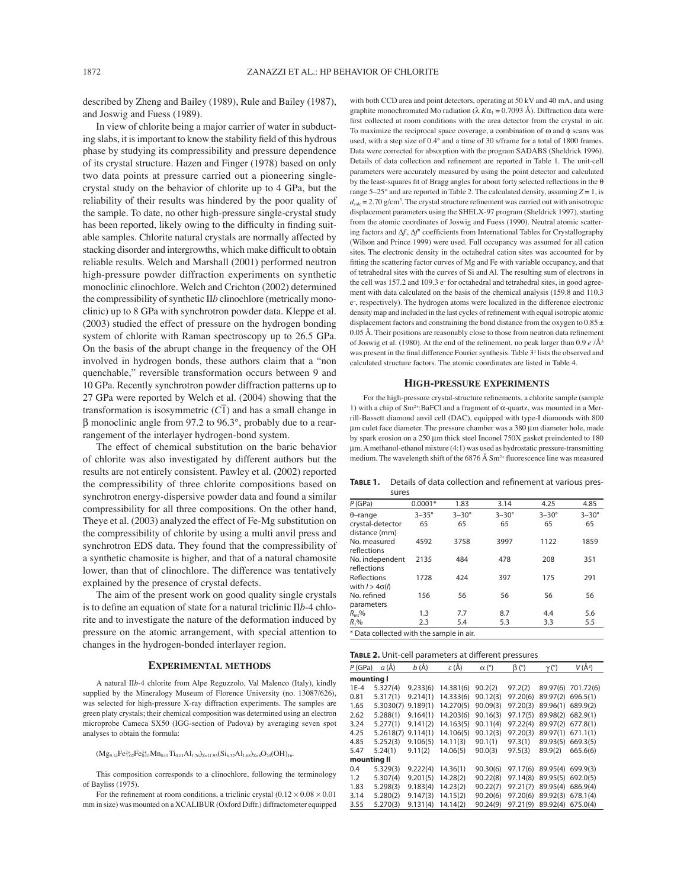described by Zheng and Bailey (1989), Rule and Bailey (1987), and Joswig and Fuess (1989).

In view of chlorite being a major carrier of water in subducting slabs, it is important to know the stability field of this hydrous phase by studying its compressibility and pressure dependence of its crystal structure. Hazen and Finger (1978) based on only two data points at pressure carried out a pioneering single-crystal study on the behavior of chlorite up to 4 GPa, but the reliability of their results was hindered by the poor quality of the sample. To date, no other high-pressure single-crystal study has been reported, likely owing to the difficulty in finding suitable samples. Chlorite natural crystals are normally affected by stacking disorder and intergrowths, which make difficult to obtain reliable results. Welch and Marshall (2001) performed neutron high-pressure powder diffraction experiments on synthetic monoclinic clinochlore. Welch and Crichton (2002) determined the compressibility of synthetic II*b* clinochlore (metrically monoclinic) up to 8 GPa with synchrotron powder data. Kleppe et al. (2003) studied the effect of pressure on the hydrogen bonding system of chlorite with Raman spectroscopy up to 26.5 GPa. On the basis of the abrupt change in the frequency of the OH involved in hydrogen bonds, these authors claim that a "non quenchable," reversible transformation occurs between 9 and 10 GPa. Recently synchrotron powder diffraction patterns up to 27 GPa were reported by Welch et al. (2004) showing that the transformation is isosymmetric ($C\bar{1}$) and has a small change in β monoclinic angle from 97.2 to 96.3°, probably due to a rearrangement of the interlayer hydrogen-bond system.

The effect of chemical substitution on the baric behavior of chlorite was also investigated by different authors but the results are not entirely consistent. Pawley et al. (2002) reported the compressibility of three chlorite compositions based on synchrotron energy-dispersive powder data and found a similar compressibility for all three compositions. On the other hand, Theye et al. (2003) analyzed the effect of Fe-Mg substitution on the compressibility of chlorite by using a multi anvil press and synchrotron EDS data. They found that the compressibility of a synthetic chamosite is higher, and that of a natural chamosite lower, than that of clinochlore. The difference was tentatively explained by the presence of crystal defects.

The aim of the present work on good quality single crystals is to define an equation of state for a natural triclinic II*b*-4 chlorite and to investigate the nature of the deformation induced by pressure on the atomic arrangement, with special attention to changes in the hydrogen-bonded interlayer region.

## Experimental methods

A natural II*b*-4 chlorite from Alpe Reguzzolo, Val Malenco (Italy), kindly supplied by the Mineralogy Museum of Florence University (no. 13087/626), was selected for high-pressure X-ray diffraction experiments. The samples are green platy crystals; their chemical composition was determined using an electron microprobe Cameca SX50 (IGG-section of Padova) by averaging seven spot analyses to obtain the formula:

$$(Mg_{9.14}Fe^{2+}_{1.02}Fe^{3+}_{0.01}Mn_{0.01}Ti_{0.01}Al_{1.76})_{\Sigma=11.95}(Si_{6.32}Al_{1.68})_{\Sigma=8}O_{20}(OH)_{16}.$$

This composition corresponds to a clinochlore, following the terminology of Bayliss (1975).

For the refinement at room conditions, a triclinic crystal (0.12 × 0.08 × 0.01 mm in size) was mounted on a XCALIBUR (Oxford Diffr.) diffractometer equipped with both CCD area and point detectors, operating at 50 kV and 40 mA, and using graphite monochromated Mo radiation ($\lambda\ K\alpha_1$ = 0.7093 Å). Diffraction data were first collected at room conditions with the area detector from the crystal in air. To maximize the reciprocal space coverage, a combination of ω and ϕ scans was used, with a step size of 0.4° and a time of 30 s/frame for a total of 1800 frames. Data were corrected for absorption with the program SADABS (Sheldrick 1996). Details of data collection and refinement are reported in Table 1. The unit-cell parameters were accurately measured by using the point detector and calculated by the least-squares fit of Bragg angles for about forty selected reflections in the θ range 5–25° and are reported in Table 2. The calculated density, assuming $Z$ = 1, is $d_{calc}$ = 2.70 g/cm³. The crystal structure refinement was carried out with anisotropic displacement parameters using the SHELX-97 program (Sheldrick 1997), starting from the atomic coordinates of Joswig and Fuess (1990). Neutral atomic scattering factors and $\Delta f'$, $\Delta f''$ coefficients from International Tables for Crystallography (Wilson and Prince 1999) were used. Full occupancy was assumed for all cation sites. The electronic density in the octahedral cation sites was accounted for by fitting the scattering factor curves of Mg and Fe with variable occupancy, and that of tetrahedral sites with the curves of Si and Al. The resulting sum of electrons in the cell was 157.2 and 109.3 e⁻ for octahedral and tetrahedral sites, in good agreement with data calculated on the basis of the chemical analysis (159.8 and 110.3 e⁻, respectively). The hydrogen atoms were localized in the difference electronic density map and included in the last cycles of refinement with equal isotropic atomic displacement factors and constraining the bond distance from the oxygen to 0.85 ± 0.05 Å. Their positions are reasonably close to those from neutron data refinement of Joswig et al. (1980). At the end of the refinement, no peak larger than 0.9 $e^-$/Å³ was present in the final difference Fourier synthesis. Table 3[1] lists the observed and calculated structure factors. The atomic coordinates are listed in Table 4.

## High-pressure experiments

For the high-pressure crystal-structure refinements, a chlorite sample (sample 1) with a chip of $Sm^{2+}$:BaFCl and a fragment of α-quartz, was mounted in a Merrill-Bassett diamond anvil cell (DAC), equipped with type-I diamonds with 800 μm culet face diameter. The pressure chamber was a 380 μm diameter hole, made by spark erosion on a 250 μm thick steel Inconel 750X gasket preindented to 180 μm. A methanol-ethanol mixture (4:1) was used as hydrostatic pressure-transmitting medium. The wavelength shift of the 6876 Å $Sm^{2+}$ fluorescence line was measured

**Table 1.** Details of data collection and refinement at various pressures

| $P$ (GPa) | 0.0001* | 1.83 | 3.14 | 4.25 | 4.85 |
|---|---|---|---|---|---|
| θ–range | 3–35° | 3–30° | 3–30° | 3–30° | 3–30° |
| crystal-detector distance (mm) | 65 | 65 | 65 | 65 | 65 |
| No. measured reflections | 4592 | 3758 | 3997 | 1122 | 1859 |
| No. independent reflections | 2135 | 484 | 478 | 208 | 351 |
| Reflections with $I > 4\sigma(I)$ | 1728 | 424 | 397 | 175 | 291 |
| No. refined parameters | 156 | 56 | 56 | 56 | 56 |
| $R_{int}$% | 1.3 | 7.7 | 8.7 | 4.4 | 5.6 |
| $R_1$% | 2.3 | 5.4 | 5.3 | 3.3 | 5.5 |

\* Data collected with the sample in air.

**Table 2.** Unit-cell parameters at different pressures

| $P$ (GPa) | $a$ (Å) | $b$ (Å) | $c$ (Å) | α (°) | β (°) | γ (°) | $V$ (Å³) |
|---|---|---|---|---|---|---|---|
| **mounting I** | | | | | | | |
| 1E-4 | 5.327(4) | 9.233(6) | 14.381(6) | 90.2(2) | 97.2(2) | 89.97(6) | 701.72(6) |
| 0.81 | 5.317(1) | 9.214(1) | 14.333(6) | 90.12(3) | 97.20(6) | 89.97(2) | 696.5(1) |
| 1.65 | 5.3030(7) | 9.189(1) | 14.270(5) | 90.09(3) | 97.20(3) | 89.96(1) | 689.9(2) |
| 2.62 | 5.288(1) | 9.164(1) | 14.203(6) | 90.16(3) | 97.17(5) | 89.98(2) | 682.9(1) |
| 3.24 | 5.277(1) | 9.141(2) | 14.163(5) | 90.11(4) | 97.22(4) | 89.97(2) | 677.8(1) |
| 4.25 | 5.2618(7) | 9.114(1) | 14.106(5) | 90.12(3) | 97.20(3) | 89.97(1) | 671.1(1) |
| 4.85 | 5.252(3) | 9.106(5) | 14.11(3) | 90.1(1) | 97.3(1) | 89.93(5) | 669.3(5) |
| 5.47 | 5.24(1) | 9.11(2) | 14.06(5) | 90.0(3) | 97.5(3) | 89.9(2) | 665.6(6) |
| **mounting II** | | | | | | | |
| 0.4 | 5.329(3) | 9.222(4) | 14.36(1) | 90.30(6) | 97.17(6) | 89.95(4) | 699.9(3) |
| 1.2 | 5.307(4) | 9.201(5) | 14.28(2) | 90.22(8) | 97.14(8) | 89.95(5) | 692.0(5) |
| 1.83 | 5.298(3) | 9.183(4) | 14.23(2) | 90.22(7) | 97.21(7) | 89.95(4) | 686.9(4) |
| 3.14 | 5.280(2) | 9.147(3) | 14.15(2) | 90.20(6) | 97.20(6) | 89.92(3) | 678.1(4) |
| 3.55 | 5.270(3) | 9.131(4) | 14.14(2) | 90.24(9) | 97.21(9) | 89.92(4) | 675.0(4) |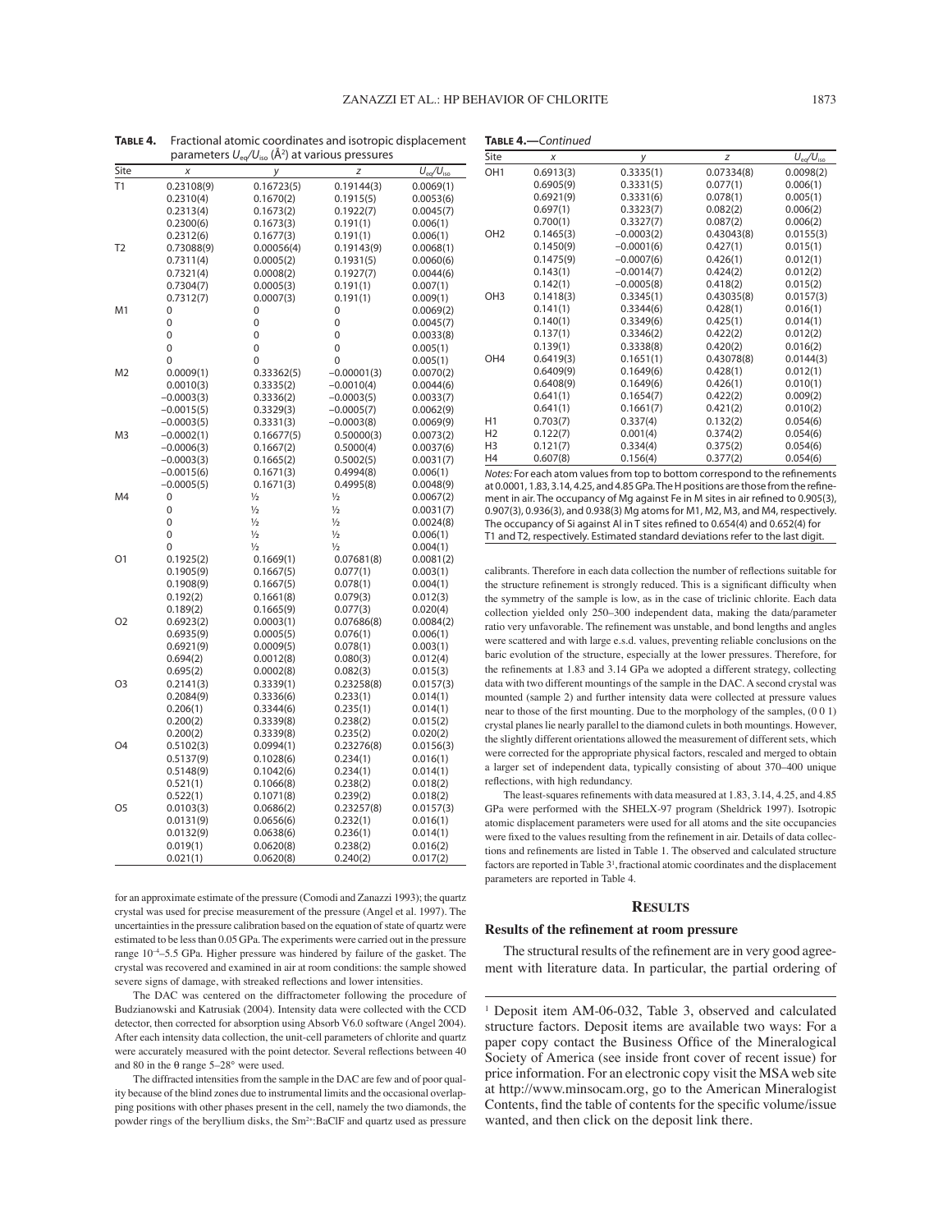**TABLE 4.** Fractional atomic coordinates and isotropic displacement parameters $U_{eq}/U_{iso}$ (Å$^2$) at various pressures

| Site | $x$ | $y$ | $z$ | $U_{eq}/U_{iso}$ |
|---|---|---|---|---|
| T1 | 0.23108(9) | 0.16723(5) | 0.19144(3) | 0.0069(1) |
| | 0.2310(4) | 0.1670(2) | 0.1915(5) | 0.0053(6) |
| | 0.2313(4) | 0.1673(2) | 0.1922(7) | 0.0045(7) |
| | 0.2300(6) | 0.1673(3) | 0.191(1) | 0.006(1) |
| | 0.2312(6) | 0.1677(3) | 0.191(1) | 0.006(1) |
| T2 | 0.73088(9) | 0.00056(4) | 0.19143(9) | 0.0068(1) |
| | 0.7311(4) | 0.0005(2) | 0.1931(5) | 0.0060(6) |
| | 0.7321(4) | 0.0008(2) | 0.1927(7) | 0.0044(6) |
| | 0.7304(7) | 0.0005(3) | 0.191(1) | 0.007(1) |
| | 0.7312(7) | 0.0007(3) | 0.191(1) | 0.009(1) |
| M1 | 0 | 0 | 0 | 0.0069(2) |
| | 0 | 0 | 0 | 0.0045(7) |
| | 0 | 0 | 0 | 0.0033(8) |
| | 0 | 0 | 0 | 0.005(1) |
| | 0 | 0 | 0 | 0.005(1) |
| M2 | 0.0009(1) | 0.33362(5) | −0.00001(3) | 0.0070(2) |
| | 0.0010(3) | 0.3335(2) | −0.0010(4) | 0.0044(6) |
| | −0.0003(3) | 0.3336(2) | −0.0003(5) | 0.0033(7) |
| | −0.0015(5) | 0.3329(3) | −0.0005(7) | 0.0062(9) |
| | −0.0003(5) | 0.3331(3) | −0.0003(8) | 0.0069(9) |
| M3 | −0.0002(1) | 0.16677(5) | 0.50000(3) | 0.0073(2) |
| | −0.0006(3) | 0.1667(2) | 0.5000(4) | 0.0037(6) |
| | −0.0003(3) | 0.1665(2) | 0.5002(5) | 0.0031(7) |
| | −0.0015(6) | 0.1671(3) | 0.4994(8) | 0.006(1) |
| | −0.0005(5) | 0.1671(3) | 0.4995(8) | 0.0048(9) |
| M4 | 0 | ½ | ½ | 0.0067(2) |
| | 0 | ½ | ½ | 0.0031(7) |
| | 0 | ½ | ½ | 0.0024(8) |
| | 0 | ½ | ½ | 0.006(1) |
| | 0 | ½ | ½ | 0.004(1) |
| O1 | 0.1925(2) | 0.1669(1) | 0.07681(8) | 0.0081(2) |
| | 0.1905(9) | 0.1667(5) | 0.077(1) | 0.003(1) |
| | 0.1908(9) | 0.1667(5) | 0.078(1) | 0.004(1) |
| | 0.192(2) | 0.1661(8) | 0.079(3) | 0.012(3) |
| | 0.189(2) | 0.1665(9) | 0.077(3) | 0.020(4) |
| O2 | 0.6923(2) | 0.0003(1) | 0.07686(8) | 0.0084(2) |
| | 0.6935(9) | 0.0005(5) | 0.076(1) | 0.006(1) |
| | 0.6921(9) | 0.0009(5) | 0.078(1) | 0.003(1) |
| | 0.694(2) | 0.0012(8) | 0.080(3) | 0.012(4) |
| | 0.695(2) | 0.0002(8) | 0.082(3) | 0.015(3) |
| O3 | 0.2141(3) | 0.3339(1) | 0.23258(8) | 0.0157(3) |
| | 0.2084(9) | 0.3336(6) | 0.233(1) | 0.014(1) |
| | 0.206(1) | 0.3344(6) | 0.235(1) | 0.014(1) |
| | 0.200(2) | 0.3339(8) | 0.238(2) | 0.015(2) |
| | 0.200(2) | 0.3339(8) | 0.235(2) | 0.020(2) |
| O4 | 0.5102(3) | 0.0994(1) | 0.23276(8) | 0.0156(3) |
| | 0.5137(9) | 0.1028(6) | 0.234(1) | 0.016(1) |
| | 0.5148(9) | 0.1042(6) | 0.234(1) | 0.014(1) |
| | 0.521(1) | 0.1066(8) | 0.238(2) | 0.018(2) |
| | 0.522(1) | 0.1071(8) | 0.239(2) | 0.018(2) |
| O5 | 0.0103(3) | 0.0686(2) | 0.23257(8) | 0.0157(3) |
| | 0.0131(9) | 0.0656(6) | 0.232(1) | 0.016(1) |
| | 0.0132(9) | 0.0638(6) | 0.236(1) | 0.014(1) |
| | 0.019(1) | 0.0620(8) | 0.238(2) | 0.016(2) |
| | 0.021(1) | 0.0620(8) | 0.240(2) | 0.017(2) |
| OH1 | 0.6913(3) | 0.3335(1) | 0.07334(8) | 0.0098(2) |
| | 0.6905(9) | 0.3331(5) | 0.077(1) | 0.006(1) |
| | 0.6921(9) | 0.3331(6) | 0.078(1) | 0.005(1) |
| | 0.697(1) | 0.3323(7) | 0.082(2) | 0.006(2) |
| | 0.700(1) | 0.3327(7) | 0.087(2) | 0.006(2) |
| OH2 | 0.1465(3) | −0.0003(2) | 0.43043(8) | 0.0155(3) |
| | 0.1450(9) | −0.0001(6) | 0.427(1) | 0.015(1) |
| | 0.1475(9) | −0.0007(6) | 0.426(1) | 0.012(1) |
| | 0.143(1) | −0.0014(7) | 0.424(2) | 0.012(2) |
| | 0.142(1) | −0.0005(8) | 0.418(2) | 0.015(2) |
| OH3 | 0.1418(3) | 0.3345(1) | 0.43035(8) | 0.0157(3) |
| | 0.141(1) | 0.3344(6) | 0.428(1) | 0.016(1) |
| | 0.140(1) | 0.3349(6) | 0.425(1) | 0.014(1) |
| | 0.137(1) | 0.3346(2) | 0.422(2) | 0.012(2) |
| | 0.139(1) | 0.3338(8) | 0.420(2) | 0.016(2) |
| OH4 | 0.6419(3) | 0.1651(1) | 0.43078(8) | 0.0144(3) |
| | 0.6409(9) | 0.1649(6) | 0.428(1) | 0.012(1) |
| | 0.6408(9) | 0.1649(6) | 0.426(1) | 0.010(1) |
| | 0.641(1) | 0.1654(7) | 0.422(2) | 0.009(2) |
| | 0.641(1) | 0.1661(7) | 0.421(2) | 0.010(2) |
| H1 | 0.703(7) | 0.337(4) | 0.132(2) | 0.054(6) |
| H2 | 0.122(7) | 0.001(4) | 0.374(2) | 0.054(6) |
| H3 | 0.121(7) | 0.334(4) | 0.375(2) | 0.054(6) |
| H4 | 0.607(8) | 0.156(4) | 0.377(2) | 0.054(6) |

*Notes:* For each atom values from top to bottom correspond to the refinements at 0.0001, 1.83, 3.14, 4.25, and 4.85 GPa. The H positions are those from the refinement in air. The occupancy of Mg against Fe in M sites in air refined to 0.905(3), 0.907(3), 0.936(3), and 0.938(3) Mg atoms for M1, M2, M3, and M4, respectively. The occupancy of Si against Al in T sites refined to 0.654(4) and 0.652(4) for T1 and T2, respectively. Estimated standard deviations refer to the last digit.

for an approximate estimate of the pressure (Comodi and Zanazzi 1993); the quartz crystal was used for precise measurement of the pressure (Angel et al. 1997). The uncertainties in the pressure calibration based on the equation of state of quartz were estimated to be less than 0.05 GPa. The experiments were carried out in the pressure range $10^{-4}$–5.5 GPa. Higher pressure was hindered by failure of the gasket. The crystal was recovered and examined in air at room conditions: the sample showed severe signs of damage, with streaked reflections and lower intensities.

The DAC was centered on the diffractometer following the procedure of Budzianowski and Katrusiak (2004). Intensity data were collected with the CCD detector, then corrected for absorption using Absorb V6.0 software (Angel 2004). After each intensity data collection, the unit-cell parameters of chlorite and quartz were accurately measured with the point detector. Several reflections between 40 and 80 in the θ range 5–28° were used.

The diffracted intensities from the sample in the DAC are few and of poor quality because of the blind zones due to instrumental limits and the occasional overlapping positions with other phases present in the cell, namely the two diamonds, the powder rings of the beryllium disks, the $Sm^{2+}$:BaClF and quartz used as pressure calibrants. Therefore in each data collection the number of reflections suitable for the structure refinement is strongly reduced. This is a significant difficulty when the symmetry of the sample is low, as in the case of triclinic chlorite. Each data collection yielded only 250–300 independent data, making the data/parameter ratio very unfavorable. The refinement was unstable, and bond lengths and angles were scattered and with large e.s.d. values, preventing reliable conclusions on the baric evolution of the structure, especially at the lower pressures. Therefore, for the refinements at 1.83 and 3.14 GPa we adopted a different strategy, collecting data with two different mountings of the sample in the DAC. A second crystal was mounted (sample 2) and further intensity data were collected at pressure values near to those of the first mounting. Due to the morphology of the samples, (0 0 1) crystal planes lie nearly parallel to the diamond culets in both mountings. However, the slightly different orientations allowed the measurement of different sets, which were corrected for the appropriate physical factors, rescaled and merged to obtain a larger set of independent data, typically consisting of about 370–400 unique reflections, with high redundancy.

The least-squares refinements with data measured at 1.83, 3.14, 4.25, and 4.85 GPa were performed with the SHELX-97 program (Sheldrick 1997). Isotropic atomic displacement parameters were used for all atoms and the site occupancies were fixed to the values resulting from the refinement in air. Details of data collections and refinements are listed in Table 1. The observed and calculated structure factors are reported in Table 3[1], fractional atomic coordinates and the displacement parameters are reported in Table 4.

## RESULTS

### Results of the refinement at room pressure

The structural results of the refinement are in very good agreement with literature data. In particular, the partial ordering of

[1] Deposit item AM-06-032, Table 3, observed and calculated structure factors. Deposit items are available two ways: For a paper copy contact the Business Office of the Mineralogical Society of America (see inside front cover of recent issue) for price information. For an electronic copy visit the MSA web site at http://www.minsocam.org, go to the American Mineralogist Contents, find the table of contents for the specific volume/issue wanted, and then click on the deposit link there.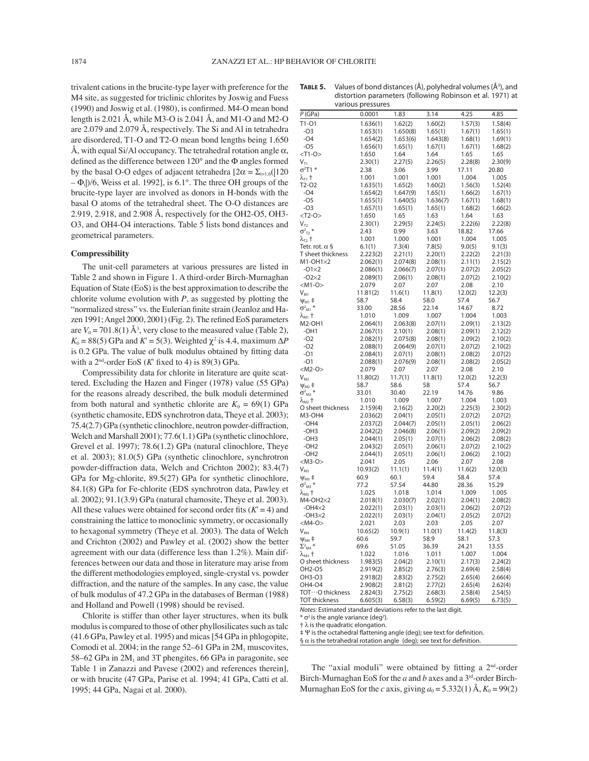trivalent cations in the brucite-type layer with preference for the M4 site, as suggested for triclinic chlorites by Joswig and Fuess (1990) and Joswig et al. (1980), is confirmed. M4-O mean bond length is 2.021 Å, while M3-O is 2.041 Å, and M1-O and M2-O are 2.079 and 2.079 Å, respectively. The Si and Al in tetrahedra are disordered, T1-O and T2-O mean bond lengths being 1.650 Å, with equal Si/Al occupancy. The tetrahedral rotation angle $\alpha$, defined as the difference between 120° and the $\Phi$ angles formed by the basal O-O edges of adjacent tetrahedra [$2\alpha = \Sigma_{i=1,6}(|120 - \Phi_i|)/6$, Weiss et al. 1992], is 6.1°. The three OH groups of the brucite-type layer are involved as donors in H-bonds with the basal O atoms of the tetrahedral sheet. The O-O distances are 2.919, 2.918, and 2.908 Å, respectively for the OH2-O5, OH3-O3, and OH4-O4 interactions. Table 5 lists bond distances and geometrical parameters.

### Compressibility

The unit-cell parameters at various pressures are listed in Table 2 and shown in Figure 1. A third-order Birch-Murnaghan Equation of State (EoS) is the best approximation to describe the chlorite volume evolution with $P$, as suggested by plotting the "normalized stress" vs. the Eulerian finite strain (Jeanloz and Hazen 1991; Angel 2000, 2001) (Fig. 2). The refined EoS parameters are $V_0 = 701.8(1)$ Å$^3$, very close to the measured value (Table 2), $K_0 = 88(5)$ GPa and $K' = 5(3)$. Weighted $\chi^2$ is 4.4, maximum $\Delta P$ is 0.2 GPa. The value of bulk modulus obtained by fitting data with a 2nd-order EoS ($K'$ fixed to 4) is 89(3) GPa.

Compressibility data for chlorite in literature are quite scattered. Excluding the Hazen and Finger (1978) value (55 GPa) for the reasons already described, the bulk moduli determined from both natural and synthetic chlorite are $K_0 = 69(1)$ GPa (synthetic chamosite, EDS synchrotron data, Theye et al. 2003); 75.4(2.7) GPa (synthetic clinochlore, neutron powder-diffraction, Welch and Marshall 2001); 77.6(1.1) GPa (synthetic clinochlore, Grevel et al. 1997); 78.6(1.2) GPa (natural clinochlore, Theye et al. 2003); 81.0(5) GPa (synthetic clinochlore, synchrotron powder-diffraction data, Welch and Crichton 2002); 83.4(7) GPa for Mg-chlorite, 89.5(27) GPa for synthetic clinochlore, 84.1(8) GPa for Fe-chlorite (EDS synchrotron data, Pawley et al. 2002); 91.1(3.9) GPa (natural chamosite, Theye et al. 2003). All these values were obtained for second order fits ($K' = 4$) and constraining the lattice to monoclinic symmetry, or occasionally to hexagonal symmetry (Theye et al. 2003). The data of Welch and Crichton (2002) and Pawley et al. (2002) show the better agreement with our data (difference less than 1.2%). Main differences between our data and those in literature may arise from the different methodologies employed, single-crystal vs. powder diffraction, and the nature of the samples. In any case, the value of bulk modulus of 47.2 GPa in the databases of Berman (1988) and Holland and Powell (1998) should be revised.

Chlorite is stiffer than other layer structures, when its bulk modulus is compared to those of other phyllosilicates such as talc (41.6 GPa, Pawley et al. 1995) and micas [54 GPa in phlogopite, Comodi et al. 2004; in the range 52–61 GPa in $2M_1$ muscovites, 58–62 GPa in $2M_1$ and 3T phengites, 66 GPa in paragonite, see Table 1 in Zanazzi and Pavese (2002) and references therein], or with brucite (47 GPa, Parise et al. 1994; 41 GPa, Catti et al. 1995; 44 GPa, Nagai et al. 2000).

**Table 5.** Values of bond distances (Å), polyhedral volumes (Å$^3$), and distortion parameters (following Robinson et al. 1971) at various pressures

| $P$ (GPa) | 0.0001 | 1.83 | 3.14 | 4.25 | 4.85 |
|---|---|---|---|---|---|
| T1-O1 | 1.636(1) | 1.62(2) | 1.60(2) | 1.57(3) | 1.58(4) |
| -O3 | 1.653(1) | 1.650(8) | 1.65(1) | 1.67(1) | 1.65(1) |
| -O4 | 1.654(2) | 1.653(6) | 1.643(8) | 1.68(1) | 1.69(1) |
| -O5 | 1.656(1) | 1.65(1) | 1.67(1) | 1.67(1) | 1.68(2) |
| <T1-O> | 1.650 | 1.64 | 1.64 | 1.65 | 1.65 |
| $V_{T1}$ | 2.30(1) | 2.27(5) | 2.26(5) | 2.28(8) | 2.30(9) |
| $\sigma^2$T1 * | 2.38 | 3.06 | 3.99 | 17.11 | 20.80 |
| $\lambda_{T1}$ † | 1.001 | 1.001 | 1.001 | 1.004 | 1.005 |
| T2-O2 | 1.635(1) | 1.65(2) | 1.60(2) | 1.56(3) | 1.52(4) |
| -O4 | 1.654(2) | 1.647(9) | 1.65(1) | 1.66(2) | 1.67(1) |
| -O5 | 1.655(1) | 1.640(5) | 1.636(7) | 1.67(1) | 1.68(1) |
| -O3 | 1.657(1) | 1.65(1) | 1.65(1) | 1.68(2) | 1.66(2) |
| <T2-O> | 1.650 | 1.65 | 1.63 | 1.64 | 1.63 |
| $V_{T2}$ | 2.30(1) | 2.29(5) | 2.24(5) | 2.22(6) | 2.22(8) |
| $\sigma^2_{T2}$ * | 2.43 | 0.99 | 3.63 | 18.82 | 17.66 |
| $\lambda_{T2}$ † | 1.001 | 1.000 | 1.001 | 1.004 | 1.005 |
| Tetr. rot. $\alpha$ § | 6.1(1) | 7.3(4) | 7.8(5) | 9.0(5) | 9.1(3) |
| T sheet thickness | 2.223(2) | 2.21(1) | 2.20(1) | 2.22(2) | 2.21(3) |
| M1-OH1×2 | 2.062(1) | 2.074(8) | 2.08(1) | 2.11(1) | 2.15(2) |
| -O1×2 | 2.086(1) | 2.066(7) | 2.07(1) | 2.07(2) | 2.05(2) |
| -O2×2 | 2.089(1) | 2.06(1) | 2.08(1) | 2.07(2) | 2.10(2) |
| <M1-O> | 2.079 | 2.07 | 2.07 | 2.08 | 2.10 |
| $V_{M1}$ | 11.81(2) | 11.6(1) | 11.8(1) | 12.0(2) | 12.2(3) |
| $\psi_{M1}$ ‡ | 58.7 | 58.4 | 58.0 | 57.4 | 56.7 |
| $\sigma^2_{M1}$ * | 33.00 | 28.56 | 22.14 | 14.67 | 8.72 |
| $\lambda_{M1}$ † | 1.010 | 1.009 | 1.007 | 1.004 | 1.003 |
| M2-OH1 | 2.064(1) | 2.063(8) | 2.07(1) | 2.09(1) | 2.13(2) |
| -OH1 | 2.067(1) | 2.10(1) | 2.08(1) | 2.09(1) | 2.12(2) |
| -O2 | 2.082(1) | 2.075(8) | 2.08(1) | 2.09(2) | 2.10(2) |
| -O2 | 2.088(1) | 2.064(9) | 2.07(1) | 2.07(2) | 2.10(2) |
| -O1 | 2.084(1) | 2.07(1) | 2.08(1) | 2.08(2) | 2.07(2) |
| -O1 | 2.088(1) | 2.076(9) | 2.08(1) | 2.08(2) | 2.05(2) |
| <M2-O> | 2.079 | 2.07 | 2.07 | 2.08 | 2.10 |
| $V_{M2}$ | 11.80(2) | 11.7(1) | 11.8(1) | 12.0(2) | 12.2(3) |
| $\psi_{M2}$ ‡ | 58.7 | 58.6 | 58 | 57.4 | 56.7 |
| $\sigma^2_{M2}$ * | 33.01 | 30.40 | 22.19 | 14.76 | 9.86 |
| $\lambda_{M2}$ † | 1.010 | 1.009 | 1.007 | 1.004 | 1.003 |
| O sheet thickness | 2.159(4) | 2.16(2) | 2.20(2) | 2.25(3) | 2.30(2) |
| M3-OH4 | 2.036(2) | 2.04(1) | 2.05(1) | 2.07(2) | 2.07(2) |
| -OH4 | 2.037(2) | 2.044(7) | 2.05(1) | 2.05(1) | 2.06(2) |
| -OH3 | 2.042(2) | 2.046(8) | 2.06(1) | 2.09(2) | 2.09(2) |
| -OH3 | 2.044(1) | 2.05(1) | 2.07(1) | 2.06(2) | 2.08(2) |
| -OH2 | 2.043(2) | 2.05(1) | 2.06(1) | 2.07(2) | 2.10(2) |
| -OH2 | 2.044(1) | 2.05(1) | 2.06(1) | 2.06(2) | 2.10(2) |
| <M3-O> | 2.041 | 2.05 | 2.06 | 2.07 | 2.08 |
| $V_{M3}$ | 10.93(2) | 11.1(1) | 11.4(1) | 11.6(2) | 12.0(3) |
| $\psi_{M3}$ ‡ | 60.9 | 60.1 | 59.4 | 58.4 | 57.4 |
| $\sigma^2_{M3}$ * | 77.2 | 57.54 | 44.80 | 28.36 | 15.29 |
| $\lambda_{M3}$ † | 1.025 | 1.018 | 1.014 | 1.009 | 1.005 |
| M4-OH2×2 | 2.018(1) | 2.030(7) | 2.02(1) | 2.04(1) | 2.08(2) |
| -OH4×2 | 2.022(1) | 2.03(1) | 2.03(1) | 2.06(2) | 2.07(2) |
| -OH3×2 | 2.022(1) | 2.03(1) | 2.04(1) | 2.05(2) | 2.07(2) |
| <M4-O> | 2.021 | 2.03 | 2.03 | 2.05 | 2.07 |
| $V_{M4}$ | 10.65(2) | 10.9(1) | 11.0(1) | 11.4(2) | 11.8(3) |
| $\psi_{M4}$ ‡ | 60.6 | 59.7 | 58.9 | 58.1 | 57.3 |
| $\Sigma^2_{M4}$ * | 69.6 | 51.05 | 36.39 | 24.21 | 13.55 |
| $\lambda_{M4}$ † | 1.022 | 1.016 | 1.011 | 1.007 | 1.004 |
| O sheet thickness | 1.983(5) | 2.04(2) | 2.10(1) | 2.17(3) | 2.24(2) |
| OH2-O5 | 2.919(2) | 2.85(2) | 2.76(3) | 2.69(4) | 2.58(4) |
| OH3-O3 | 2.918(2) | 2.83(2) | 2.75(2) | 2.65(4) | 2.66(4) |
| OH4-O4 | 2.908(2) | 2.81(2) | 2.77(2) | 2.65(4) | 2.62(4) |
| TOT···O thickness | 2.824(3) | 2.75(2) | 2.68(3) | 2.58(4) | 2.54(5) |
| TOT thickness | 6.605(3) | 6.58(3) | 6.59(2) | 6.69(5) | 6.73(5) |

*Notes:* Estimated standard deviations refer to the last digit.
* $\sigma^2$ is the angle variance (deg$^2$).
† $\lambda$ is the quadratic elongation.
‡ $\Psi$ is the octahedral flattening angle (deg); see text for definition.
§ $\alpha$ is the tetrahedral rotation angle (deg); see text for definition.

The "axial moduli" were obtained by fitting a 2nd-order Birch-Murnaghan EoS for the $a$ and $b$ axes and a 3rd-order Birch-Murnaghan EoS for the $c$ axis, giving $a_0 = 5.332(1)$ Å, $K_0 = 99(2)$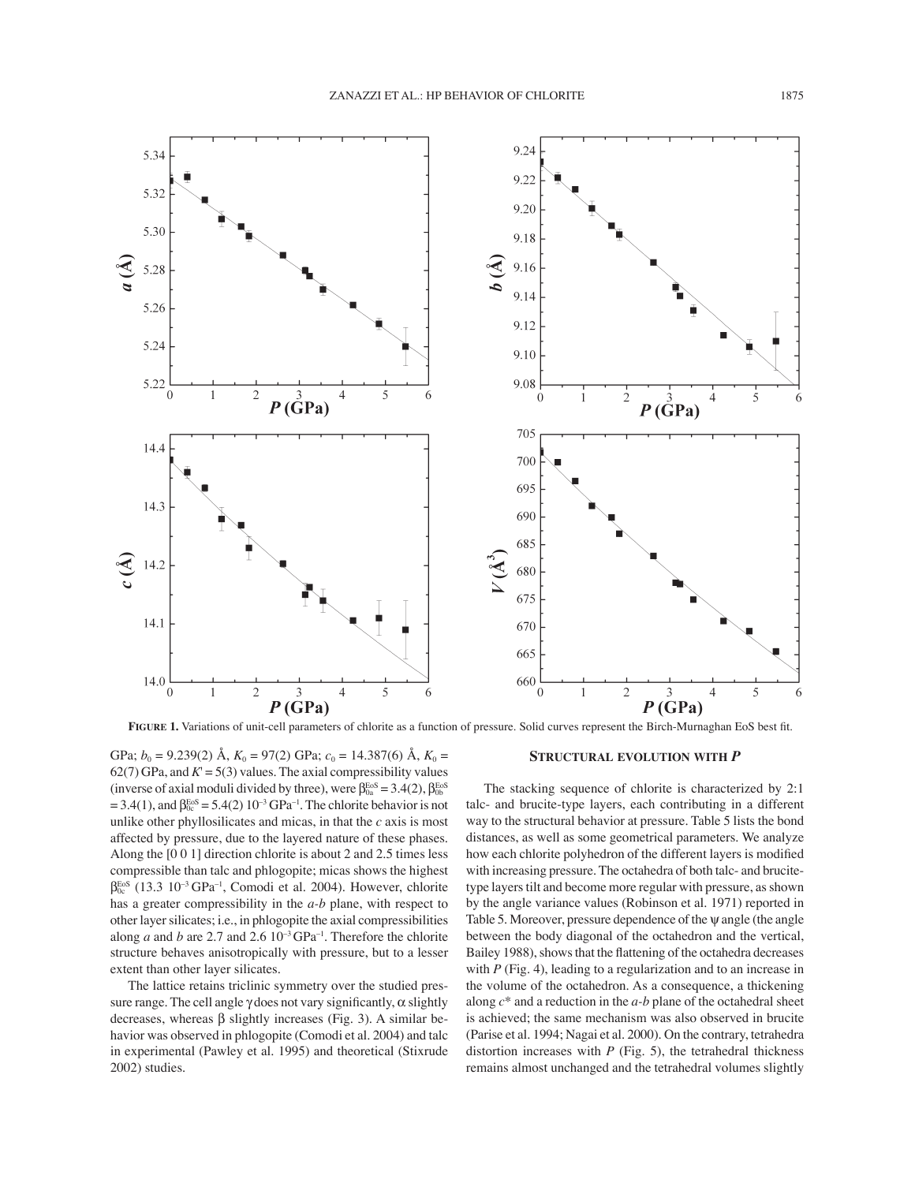**FIGURE 1.** Variations of unit-cell parameters of chlorite as a function of pressure. Solid curves represent the Birch-Murnaghan EoS best fit.

GPa; $b_0$ = 9.239(2) Å, $K_0$ = 97(2) GPa; $c_0$ = 14.387(6) Å, $K_0$ = 62(7) GPa, and $K'$ = 5(3) values. The axial compressibility values (inverse of axial moduli divided by three), were $\beta_{0a}^{EoS}$ = 3.4(2), $\beta_{0b}^{EoS}$ = 3.4(1), and $\beta_{0c}^{EoS}$ = 5.4(2) $10^{-3}$ $GPa^{-1}$. The chlorite behavior is not unlike other phyllosilicates and micas, in that the *c* axis is most affected by pressure, due to the layered nature of these phases. Along the [0 0 1] direction chlorite is about 2 and 2.5 times less compressible than talc and phlogopite; micas shows the highest $\beta_{0c}^{EoS}$ (13.3 $10^{-3}$ $GPa^{-1}$, Comodi et al. 2004). However, chlorite has a greater compressibility in the *a-b* plane, with respect to other layer silicates; i.e., in phlogopite the axial compressibilities along *a* and *b* are 2.7 and 2.6 $10^{-3}$ $GPa^{-1}$. Therefore the chlorite structure behaves anisotropically with pressure, but to a lesser extent than other layer silicates.

The lattice retains triclinic symmetry over the studied pressure range. The cell angle γ does not vary significantly, α slightly decreases, whereas β slightly increases (Fig. 3). A similar behavior was observed in phlogopite (Comodi et al. 2004) and talc in experimental (Pawley et al. 1995) and theoretical (Stixrude 2002) studies.

## STRUCTURAL EVOLUTION WITH *P*

The stacking sequence of chlorite is characterized by 2:1 talc- and brucite-type layers, each contributing in a different way to the structural behavior at pressure. Table 5 lists the bond distances, as well as some geometrical parameters. We analyze how each chlorite polyhedron of the different layers is modified with increasing pressure. The octahedra of both talc- and brucite-type layers tilt and become more regular with pressure, as shown by the angle variance values (Robinson et al. 1971) reported in Table 5. Moreover, pressure dependence of the ψ angle (the angle between the body diagonal of the octahedron and the vertical, Bailey 1988), shows that the flattening of the octahedra decreases with *P* (Fig. 4), leading to a regularization and to an increase in the volume of the octahedron. As a consequence, a thickening along *c*\* and a reduction in the *a-b* plane of the octahedral sheet is achieved; the same mechanism was also observed in brucite (Parise et al. 1994; Nagai et al. 2000). On the contrary, tetrahedra distortion increases with *P* (Fig. 5), the tetrahedral thickness remains almost unchanged and the tetrahedral volumes slightly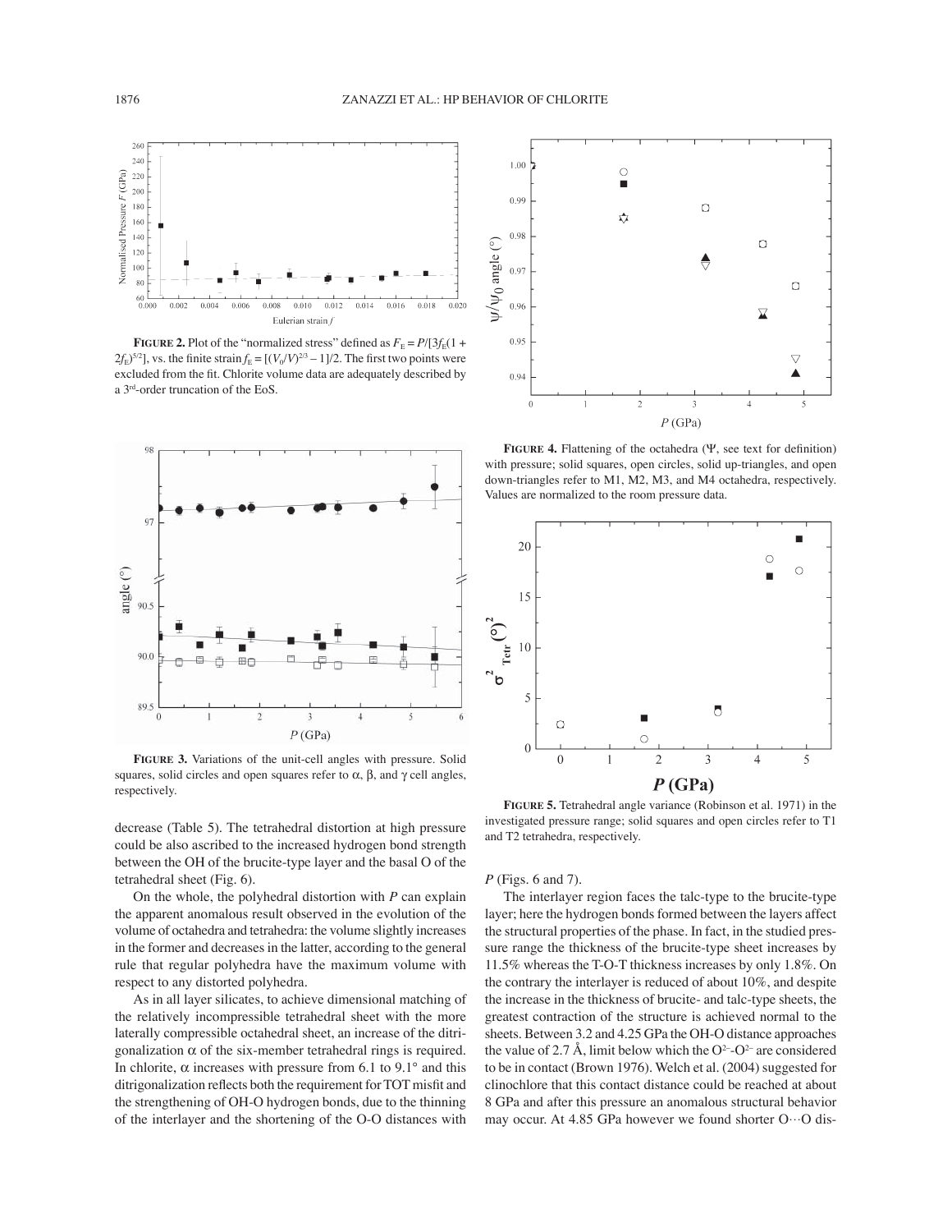**FIGURE 2.** Plot of the "normalized stress" defined as $F_E = P/[3f_E(1 + 2f_E)^{5/2}]$, vs. the finite strain $f_E = [(V_0/V)^{2/3} - 1]/2$. The first two points were excluded from the fit. Chlorite volume data are adequately described by a 3[rd]-order truncation of the EoS.

**FIGURE 3.** Variations of the unit-cell angles with pressure. Solid squares, solid circles and open squares refer to α, β, and γ cell angles, respectively.

decrease (Table 5). The tetrahedral distortion at high pressure could be also ascribed to the increased hydrogen bond strength between the OH of the brucite-type layer and the basal O of the tetrahedral sheet (Fig. 6).

On the whole, the polyhedral distortion with *P* can explain the apparent anomalous result observed in the evolution of the volume of octahedra and tetrahedra: the volume slightly increases in the former and decreases in the latter, according to the general rule that regular polyhedra have the maximum volume with respect to any distorted polyhedra.

As in all layer silicates, to achieve dimensional matching of the relatively incompressible tetrahedral sheet with the more laterally compressible octahedral sheet, an increase of the ditrigonalization α of the six-member tetrahedral rings is required. In chlorite, α increases with pressure from 6.1 to 9.1° and this ditrigonalization reflects both the requirement for TOT misfit and the strengthening of OH-O hydrogen bonds, due to the thinning of the interlayer and the shortening of the O-O distances with *P* (Figs. 6 and 7).

**FIGURE 4.** Flattening of the octahedra (Ψ, see text for definition) with pressure; solid squares, open circles, solid up-triangles, and open down-triangles refer to M1, M2, M3, and M4 octahedra, respectively. Values are normalized to the room pressure data.

**FIGURE 5.** Tetrahedral angle variance (Robinson et al. 1971) in the investigated pressure range; solid squares and open circles refer to T1 and T2 tetrahedra, respectively.

The interlayer region faces the talc-type to the brucite-type layer; here the hydrogen bonds formed between the layers affect the structural properties of the phase. In fact, in the studied pressure range the thickness of the brucite-type sheet increases by 11.5% whereas the T-O-T thickness increases by only 1.8%. On the contrary the interlayer is reduced of about 10%, and despite the increase in the thickness of brucite- and talc-type sheets, the greatest contraction of the structure is achieved normal to the sheets. Between 3.2 and 4.25 GPa the OH-O distance approaches the value of 2.7 Å, limit below which the $O^{2-}$-$O^{2-}$ are considered to be in contact (Brown 1976). Welch et al. (2004) suggested for clinochlore that this contact distance could be reached at about 8 GPa and after this pressure an anomalous structural behavior may occur. At 4.85 GPa however we found shorter O···O dis-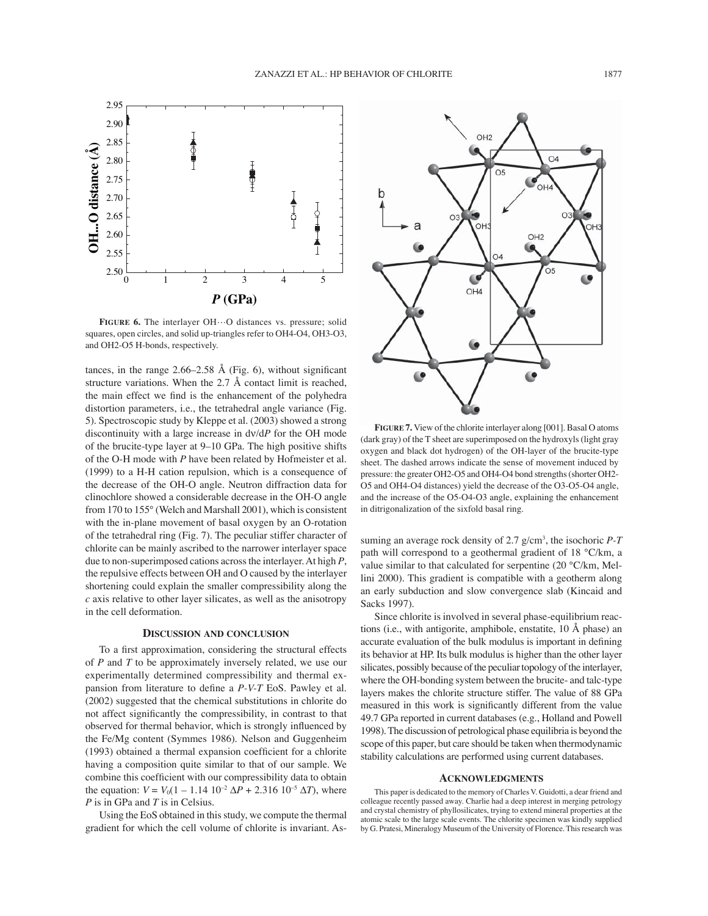**FIGURE 6.** The interlayer OH···O distances vs. pressure; solid squares, open circles, and solid up-triangles refer to OH4-O4, OH3-O3, and OH2-O5 H-bonds, respectively.

tances, in the range 2.66–2.58 Å (Fig. 6), without significant structure variations. When the 2.7 Å contact limit is reached, the main effect we find is the enhancement of the polyhedra distortion parameters, i.e., the tetrahedral angle variance (Fig. 5). Spectroscopic study by Kleppe et al. (2003) showed a strong discontinuity with a large increase in d$v$/d$P$ for the OH mode of the brucite-type layer at 9–10 GPa. The high positive shifts of the O-H mode with $P$ have been related by Hofmeister et al. (1999) to a H-H cation repulsion, which is a consequence of the decrease of the OH-O angle. Neutron diffraction data for clinochlore showed a considerable decrease in the OH-O angle from 170 to 155° (Welch and Marshall 2001), which is consistent with the in-plane movement of basal oxygen by an O-rotation of the tetrahedral ring (Fig. 7). The peculiar stiffer character of chlorite can be mainly ascribed to the narrower interlayer space due to non-superimposed cations across the interlayer. At high $P$, the repulsive effects between OH and O caused by the interlayer shortening could explain the smaller compressibility along the $c$ axis relative to other layer silicates, as well as the anisotropy in the cell deformation.

## DISCUSSION AND CONCLUSION

To a first approximation, considering the structural effects of $P$ and $T$ to be approximately inversely related, we use our experimentally determined compressibility and thermal expansion from literature to define a $P$-$V$-$T$ EoS. Pawley et al. (2002) suggested that the chemical substitutions in chlorite do not affect significantly the compressibility, in contrast to that observed for thermal behavior, which is strongly influenced by the Fe/Mg content (Symmes 1986). Nelson and Guggenheim (1993) obtained a thermal expansion coefficient for a chlorite having a composition quite similar to that of our sample. We combine this coefficient with our compressibility data to obtain the equation: $V = V_0(1 - 1.14\ 10^{-2}\ \Delta P + 2.316\ 10^{-5}\ \Delta T)$, where $P$ is in GPa and $T$ is in Celsius.

Using the EoS obtained in this study, we compute the thermal gradient for which the cell volume of chlorite is invariant. Assuming an average rock density of 2.7 g/cm$^3$, the isochoric $P$-$T$ path will correspond to a geothermal gradient of 18 °C/km, a value similar to that calculated for serpentine (20 °C/km, Mellini 2000). This gradient is compatible with a geotherm along an early subduction and slow convergence slab (Kincaid and Sacks 1997).

**FIGURE 7.** View of the chlorite interlayer along [001]. Basal O atoms (dark gray) of the T sheet are superimposed on the hydroxyls (light gray oxygen and black dot hydrogen) of the OH-layer of the brucite-type sheet. The dashed arrows indicate the sense of movement induced by pressure: the greater OH2-O5 and OH4-O4 bond strengths (shorter OH2-O5 and OH4-O4 distances) yield the decrease of the O3-O5-O4 angle, and the increase of the O5-O4-O3 angle, explaining the enhancement in ditrigonalization of the sixfold basal ring.

Since chlorite is involved in several phase-equilibrium reactions (i.e., with antigorite, amphibole, enstatite, 10 Å phase) an accurate evaluation of the bulk modulus is important in defining its behavior at HP. Its bulk modulus is higher than the other layer silicates, possibly because of the peculiar topology of the interlayer, where the OH-bonding system between the brucite- and talc-type layers makes the chlorite structure stiffer. The value of 88 GPa measured in this work is significantly different from the value 49.7 GPa reported in current databases (e.g., Holland and Powell 1998). The discussion of petrological phase equilibria is beyond the scope of this paper, but care should be taken when thermodynamic stability calculations are performed using current databases.

## ACKNOWLEDGMENTS

This paper is dedicated to the memory of Charles V. Guidotti, a dear friend and colleague recently passed away. Charlie had a deep interest in merging petrology and crystal chemistry of phyllosilicates, trying to extend mineral properties at the atomic scale to the large scale events. The chlorite specimen was kindly supplied by G. Pratesi, Mineralogy Museum of the University of Florence. This research was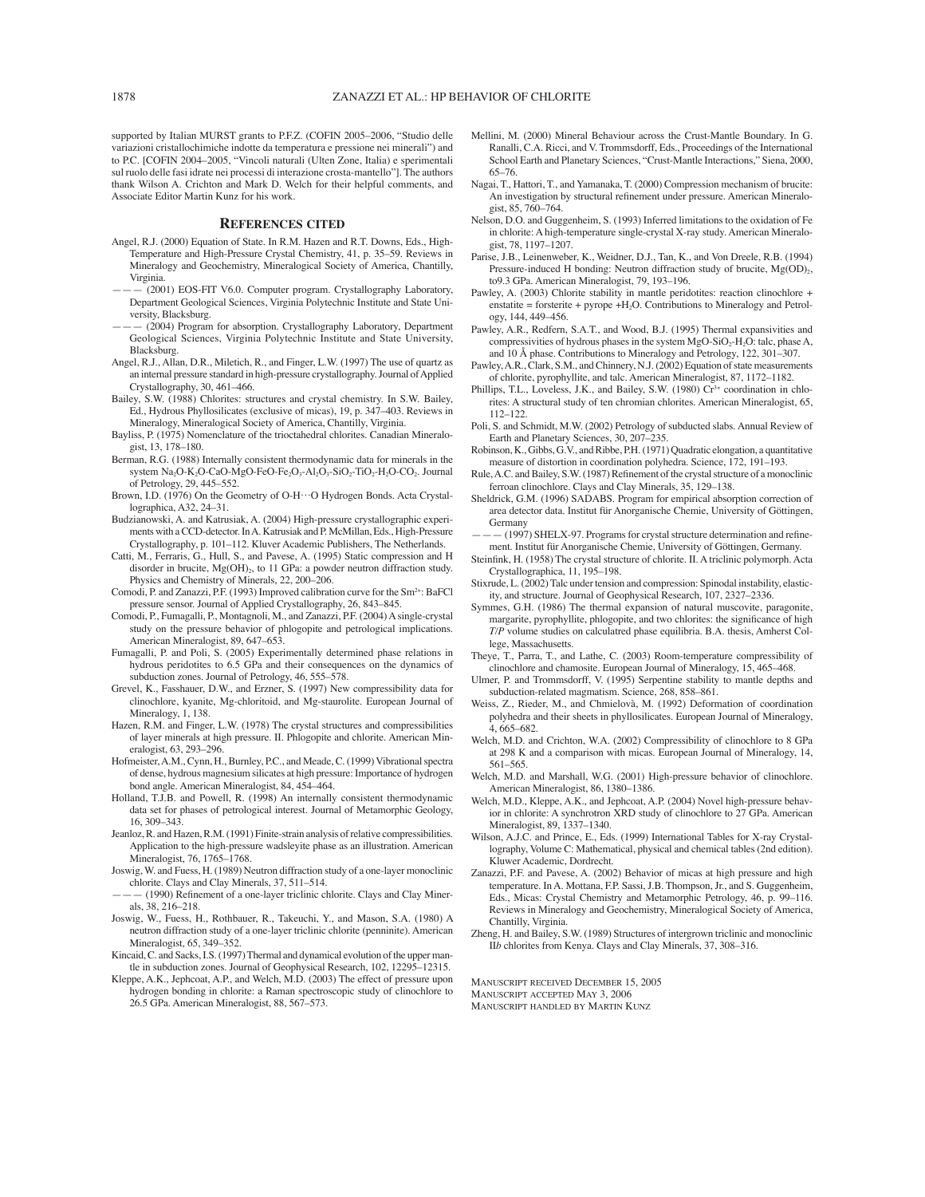supported by Italian MURST grants to P.F.Z. (COFIN 2005–2006, "Studio delle variazioni cristallochimiche indotte da temperatura e pressione nei minerali") and to P.C. [COFIN 2004–2005, "Vincoli naturali (Ulten Zone, Italia) e sperimentali sul ruolo delle fasi idrate nei processi di interazione crosta-mantello"]. The authors thank Wilson A. Crichton and Mark D. Welch for their helpful comments, and Associate Editor Martin Kunz for his work.

## References cited

Angel, R.J. (2000) Equation of State. In R.M. Hazen and R.T. Downs, Eds., High-Temperature and High-Pressure Crystal Chemistry, 41, p. 35–59. Reviews in Mineralogy and Geochemistry, Mineralogical Society of America, Chantilly, Virginia.

——— (2001) EOS-FIT V6.0. Computer program. Crystallography Laboratory, Department Geological Sciences, Virginia Polytechnic Institute and State University, Blacksburg.

——— (2004) Program for absorption. Crystallography Laboratory, Department Geological Sciences, Virginia Polytechnic Institute and State University, Blacksburg.

Angel, R.J., Allan, D.R., Miletich, R., and Finger, L.W. (1997) The use of quartz as an internal pressure standard in high-pressure crystallography. Journal of Applied Crystallography, 30, 461–466.

Bailey, S.W. (1988) Chlorites: structures and crystal chemistry. In S.W. Bailey, Ed., Hydrous Phyllosilicates (exclusive of micas), 19, p. 347–403. Reviews in Mineralogy, Mineralogical Society of America, Chantilly, Virginia.

Bayliss, P. (1975) Nomenclature of the trioctahedral chlorites. Canadian Mineralogist, 13, 178–180.

Berman, R.G. (1988) Internally consistent thermodynamic data for minerals in the system $Na_2O$-$K_2O$-CaO-MgO-FeO-$Fe_2O_3$-$Al_2O_3$-$SiO_2$-$TiO_2$-$H_2O$-$CO_2$. Journal of Petrology, 29, 445–552.

Brown, I.D. (1976) On the Geometry of O-H···O Hydrogen Bonds. Acta Crystallographica, A32, 24–31.

Budzianowski, A. and Katrusiak, A. (2004) High-pressure crystallographic experiments with a CCD-detector. In A. Katrusiak and P. McMillan, Eds., High-Pressure Crystallography, p. 101–112. Kluver Academic Publishers, The Netherlands.

Catti, M., Ferraris, G., Hull, S., and Pavese, A. (1995) Static compression and H disorder in brucite, $Mg(OH)_2$, to 11 GPa: a powder neutron diffraction study. Physics and Chemistry of Minerals, 22, 200–206.

Comodi, P. and Zanazzi, P.F. (1993) Improved calibration curve for the $Sm^{2+}$: BaFCl pressure sensor. Journal of Applied Crystallography, 26, 843–845.

Comodi, P., Fumagalli, P., Montagnoli, M., and Zanazzi, P.F. (2004) A single-crystal study on the pressure behavior of phlogopite and petrological implications. American Mineralogist, 89, 647–653.

Fumagalli, P. and Poli, S. (2005) Experimentally determined phase relations in hydrous peridotites to 6.5 GPa and their consequences on the dynamics of subduction zones. Journal of Petrology, 46, 555–578.

Grevel, K., Fasshauer, D.W., and Erzner, S. (1997) New compressibility data for clinochlore, kyanite, Mg-chloritoid, and Mg-staurolite. European Journal of Mineralogy, 1, 138.

Hazen, R.M. and Finger, L.W. (1978) The crystal structures and compressibilities of layer minerals at high pressure. II. Phlogopite and chlorite. American Mineralogist, 63, 293–296.

Hofmeister, A.M., Cynn, H., Burnley, P.C., and Meade, C. (1999) Vibrational spectra of dense, hydrous magnesium silicates at high pressure: Importance of hydrogen bond angle. American Mineralogist, 84, 454–464.

Holland, T.J.B. and Powell, R. (1998) An internally consistent thermodynamic data set for phases of petrological interest. Journal of Metamorphic Geology, 16, 309–343.

Jeanloz, R. and Hazen, R.M. (1991) Finite-strain analysis of relative compressibilities. Application to the high-pressure wadsleyite phase as an illustration. American Mineralogist, 76, 1765–1768.

Joswig, W. and Fuess, H. (1989) Neutron diffraction study of a one-layer monoclinic chlorite. Clays and Clay Minerals, 37, 511–514.

——— (1990) Refinement of a one-layer triclinic chlorite. Clays and Clay Minerals, 38, 216–218.

Joswig, W., Fuess, H., Rothbauer, R., Takeuchi, Y., and Mason, S.A. (1980) A neutron diffraction study of a one-layer triclinic chlorite (penninite). American Mineralogist, 65, 349–352.

Kincaid, C. and Sacks, I.S. (1997) Thermal and dynamical evolution of the upper mantle in subduction zones. Journal of Geophysical Research, 102, 12295–12315.

Kleppe, A.K., Jephcoat, A.P., and Welch, M.D. (2003) The effect of pressure upon hydrogen bonding in chlorite: a Raman spectroscopic study of clinochlore to 26.5 GPa. American Mineralogist, 88, 567–573.

Mellini, M. (2000) Mineral Behaviour across the Crust-Mantle Boundary. In G. Ranalli, C.A. Ricci, and V. Trommsdorff, Eds., Proceedings of the International School Earth and Planetary Sciences, "Crust-Mantle Interactions," Siena, 2000, 65–76.

Nagai, T., Hattori, T., and Yamanaka, T. (2000) Compression mechanism of brucite: An investigation by structural refinement under pressure. American Mineralogist, 85, 760–764.

Nelson, D.O. and Guggenheim, S. (1993) Inferred limitations to the oxidation of Fe in chlorite: A high-temperature single-crystal X-ray study. American Mineralogist, 78, 1197–1207.

Parise, J.B., Leinenweber, K., Weidner, D.J., Tan, K., and Von Dreele, R.B. (1994) Pressure-induced H bonding: Neutron diffraction study of brucite, $Mg(OD)_2$, to9.3 GPa. American Mineralogist, 79, 193–196.

Pawley, A. (2003) Chlorite stability in mantle peridotites: reaction clinochlore + enstatite = forsterite + pyrope +$H_2O$. Contributions to Mineralogy and Petrology, 144, 449–456.

Pawley, A.R., Redfern, S.A.T., and Wood, B.J. (1995) Thermal expansivities and compressibilities of hydrous phases in the system MgO-$SiO_2$-$H_2O$: talc, phase A, and 10 Å phase. Contributions to Mineralogy and Petrology, 122, 301–307.

Pawley, A.R., Clark, S.M., and Chinnery, N.J. (2002) Equation of state measurements of chlorite, pyrophyllite, and talc. American Mineralogist, 87, 1172–1182.

Phillips, T.L., Loveless, J.K., and Bailey, S.W. (1980) $Cr^{3+}$ coordination in chlorites: A structural study of ten chromian chlorites. American Mineralogist, 65, 112–122.

Poli, S. and Schmidt, M.W. (2002) Petrology of subducted slabs. Annual Review of Earth and Planetary Sciences, 30, 207–235.

Robinson, K., Gibbs, G.V., and Ribbe, P.H. (1971) Quadratic elongation, a quantitative measure of distortion in coordination polyhedra. Science, 172, 191–193.

Rule, A.C. and Bailey, S.W. (1987) Refinement of the crystal structure of a monoclinic ferroan clinochlore. Clays and Clay Minerals, 35, 129–138.

Sheldrick, G.M. (1996) SADABS. Program for empirical absorption correction of area detector data. Institut für Anorganische Chemie, University of Göttingen, Germany

——— (1997) SHELX-97. Programs for crystal structure determination and refinement. Institut für Anorganische Chemie, University of Göttingen, Germany.

Steinfink, H. (1958) The crystal structure of chlorite. II. A triclinic polymorph. Acta Crystallographica, 11, 195–198.

Stixrude, L. (2002) Talc under tension and compression: Spinodal instability, elasticity, and structure. Journal of Geophysical Research, 107, 2327–2336.

Symmes, G.H. (1986) The thermal expansion of natural muscovite, paragonite, margarite, pyrophyllite, phlogopite, and two chlorites: the significance of high *T*/*P* volume studies on calculatred phase equilibria. B.A. thesis, Amherst College, Massachusetts.

Theye, T., Parra, T., and Lathe, C. (2003) Room-temperature compressibility of clinochlore and chamosite. European Journal of Mineralogy, 15, 465–468.

Ulmer, P. and Trommsdorff, V. (1995) Serpentine stability to mantle depths and subduction-related magmatism. Science, 268, 858–861.

Weiss, Z., Rieder, M., and Chmielovà, M. (1992) Deformation of coordination polyhedra and their sheets in phyllosilicates. European Journal of Mineralogy, 4, 665–682.

Welch, M.D. and Crichton, W.A. (2002) Compressibility of clinochlore to 8 GPa at 298 K and a comparison with micas. European Journal of Mineralogy, 14, 561–565.

Welch, M.D. and Marshall, W.G. (2001) High-pressure behavior of clinochlore. American Mineralogist, 86, 1380–1386.

Welch, M.D., Kleppe, A.K., and Jephcoat, A.P. (2004) Novel high-pressure behavior in chlorite: A synchrotron XRD study of clinochlore to 27 GPa. American Mineralogist, 89, 1337–1340.

Wilson, A.J.C. and Prince, E., Eds. (1999) International Tables for X-ray Crystallography, Volume C: Mathematical, physical and chemical tables (2nd edition). Kluwer Academic, Dordrecht.

Zanazzi, P.F. and Pavese, A. (2002) Behavior of micas at high pressure and high temperature. In A. Mottana, F.P. Sassi, J.B. Thompson, Jr., and S. Guggenheim, Eds., Micas: Crystal Chemistry and Metamorphic Petrology, 46, p. 99–116. Reviews in Mineralogy and Geochemistry, Mineralogical Society of America, Chantilly, Virginia.

Zheng, H. and Bailey, S.W. (1989) Structures of intergrown triclinic and monoclinic II*b* chlorites from Kenya. Clays and Clay Minerals, 37, 308–316.

Manuscript received December 15, 2005
Manuscript accepted May 3, 2006
Manuscript handled by Martin Kunz